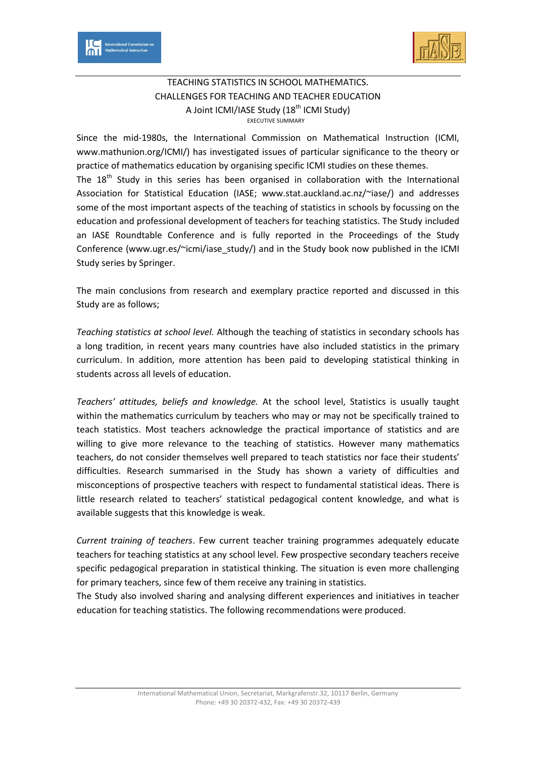TEACHING STATISTICS IN SCHOOL MATHEMATICS.
CHALLENGES FOR TEACHING AND TEACHER EDUCATION
A Joint ICMI/IASE Study (18th ICMI Study)
EXECUTIVE SUMMARY

Since the mid-1980s, the International Commission on Mathematical Instruction (ICMI, www.mathunion.org/ICMI/) has investigated issues of particular significance to the theory or practice of mathematics education by organising specific ICMI studies on these themes.
The 18th Study in this series has been organised in collaboration with the International Association for Statistical Education (IASE; www.stat.auckland.ac.nz/~iase/) and addresses some of the most important aspects of the teaching of statistics in schools by focussing on the education and professional development of teachers for teaching statistics. The Study included an IASE Roundtable Conference and is fully reported in the Proceedings of the Study Conference (www.ugr.es/~icmi/iase_study/) and in the Study book now published in the ICMI Study series by Springer.

The main conclusions from research and exemplary practice reported and discussed in this Study are as follows;

*Teaching statistics at school level.* Although the teaching of statistics in secondary schools has a long tradition, in recent years many countries have also included statistics in the primary curriculum. In addition, more attention has been paid to developing statistical thinking in students across all levels of education.

*Teachers' attitudes, beliefs and knowledge.* At the school level, Statistics is usually taught within the mathematics curriculum by teachers who may or may not be specifically trained to teach statistics. Most teachers acknowledge the practical importance of statistics and are willing to give more relevance to the teaching of statistics. However many mathematics teachers, do not consider themselves well prepared to teach statistics nor face their students' difficulties. Research summarised in the Study has shown a variety of difficulties and misconceptions of prospective teachers with respect to fundamental statistical ideas. There is little research related to teachers' statistical pedagogical content knowledge, and what is available suggests that this knowledge is weak.

*Current training of teachers*. Few current teacher training programmes adequately educate teachers for teaching statistics at any school level. Few prospective secondary teachers receive specific pedagogical preparation in statistical thinking. The situation is even more challenging for primary teachers, since few of them receive any training in statistics.
The Study also involved sharing and analysing different experiences and initiatives in teacher education for teaching statistics. The following recommendations were produced.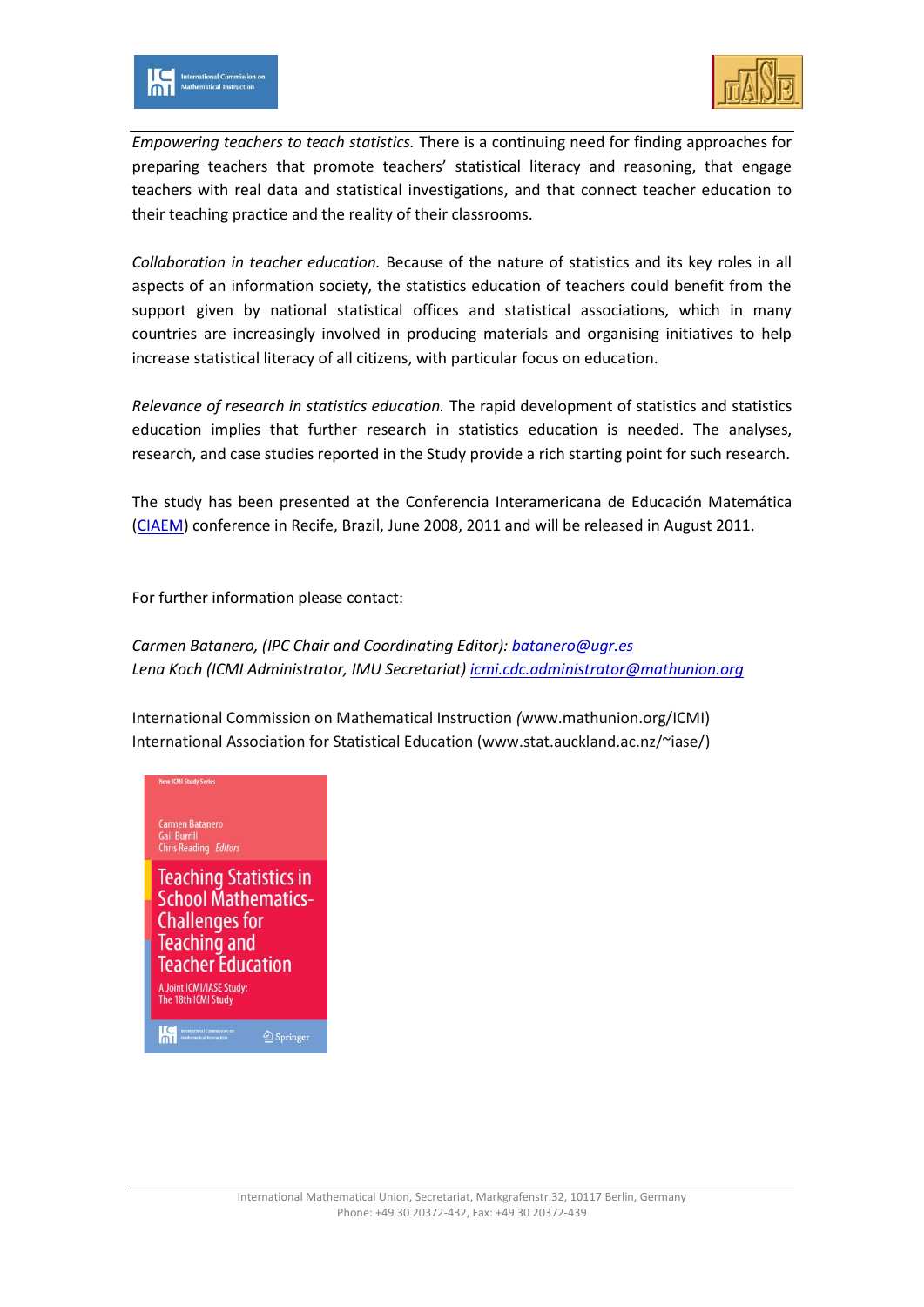*Empowering teachers to teach statistics.* There is a continuing need for finding approaches for preparing teachers that promote teachers' statistical literacy and reasoning, that engage teachers with real data and statistical investigations, and that connect teacher education to their teaching practice and the reality of their classrooms.

*Collaboration in teacher education.* Because of the nature of statistics and its key roles in all aspects of an information society, the statistics education of teachers could benefit from the support given by national statistical offices and statistical associations, which in many countries are increasingly involved in producing materials and organising initiatives to help increase statistical literacy of all citizens, with particular focus on education.

*Relevance of research in statistics education.* The rapid development of statistics and statistics education implies that further research in statistics education is needed. The analyses, research, and case studies reported in the Study provide a rich starting point for such research.

The study has been presented at the Conferencia Interamericana de Educación Matemática (CIAEM) conference in Recife, Brazil, June 2008, 2011 and will be released in August 2011.

For further information please contact:

*Carmen Batanero, (IPC Chair and Coordinating Editor):* batanero@ugr.es
*Lena Koch (ICMI Administrator, IMU Secretariat)* icmi.cdc.administrator@mathunion.org

International Commission on Mathematical Instruction (www.mathunion.org/ICMI)
International Association for Statistical Education (www.stat.auckland.ac.nz/~iase/)